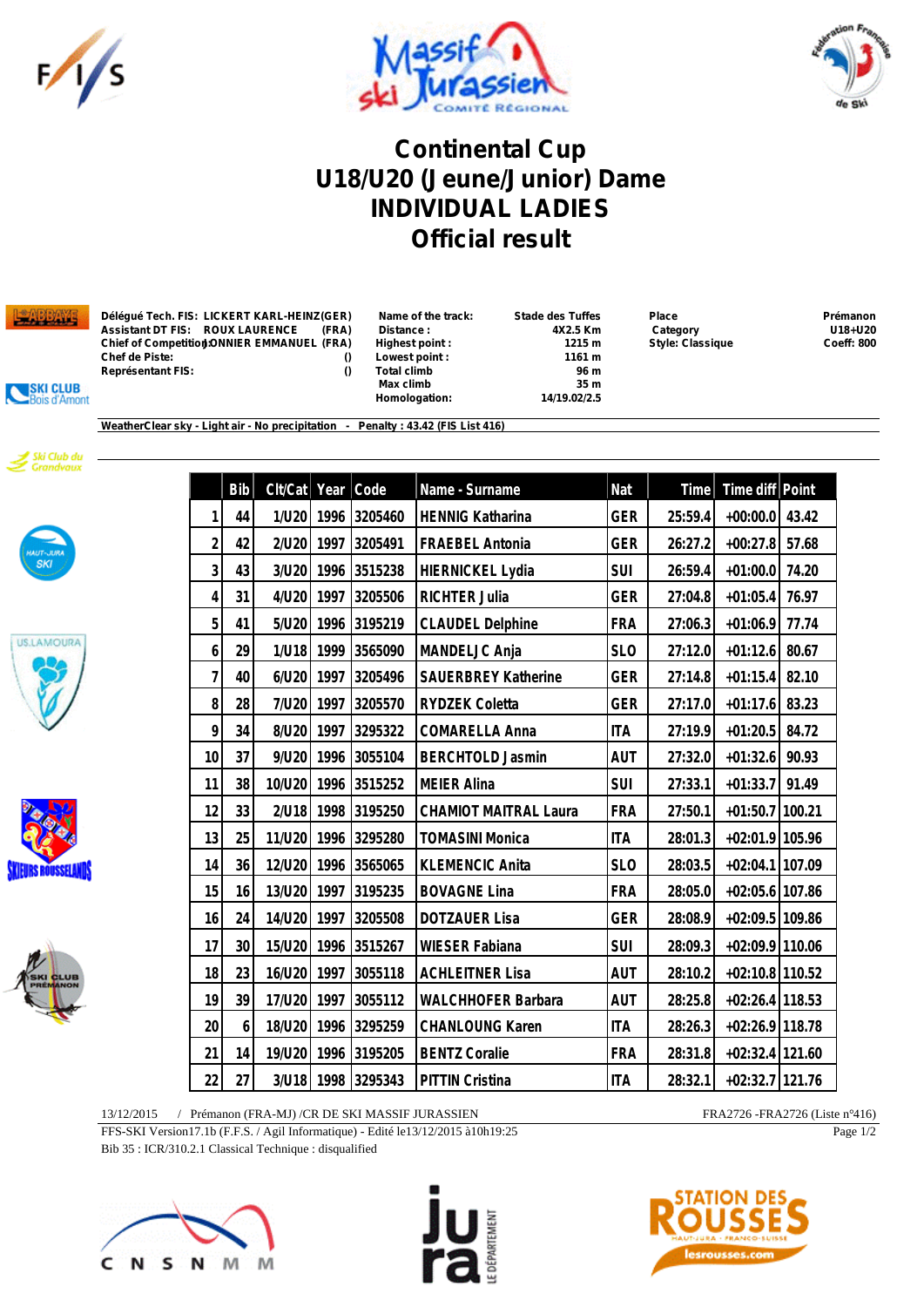# Continental Cup
# U18/U20 (Jeune/Junior) Dame
# INDIVIDUAL LADIES
# Official result

Délégué Tech. FIS: LICKERT KARL-HEINZ(GER)
Assistant DT FIS: ROUX LAURENCE (FRA)
Chief of Competition: DONNIER EMMANUEL (FRA)
Chef de Piste: ()
Représentant FIS: ()

Name of the track: Stade des Tuffes
Distance : 4X2.5 Km
Highest point : 1215 m
Lowest point : 1161 m
Total climb 96 m
Max climb 35 m
Homologation: 14/19.02/2.5

Place: Prémanon
Category: U18+U20
Style: Classique
Coeff: 800

WeatherClear sky - Light air - No precipitation - Penalty : 43.42 (FIS List 416)

| | Bib | Clt/Cat | Year | Code | Name - Surname | Nat | Time | Time diff | Point |
|---|---|---|---|---|---|---|---|---|---|
| 1 | 44 | 1/U20 | 1996 | 3205460 | HENNIG Katharina | GER | 25:59.4 | +00:00.0 | 43.42 |
| 2 | 42 | 2/U20 | 1997 | 3205491 | FRAEBEL Antonia | GER | 26:27.2 | +00:27.8 | 57.68 |
| 3 | 43 | 3/U20 | 1996 | 3515238 | HIERNICKEL Lydia | SUI | 26:59.4 | +01:00.0 | 74.20 |
| 4 | 31 | 4/U20 | 1997 | 3205506 | RICHTER Julia | GER | 27:04.8 | +01:05.4 | 76.97 |
| 5 | 41 | 5/U20 | 1996 | 3195219 | CLAUDEL Delphine | FRA | 27:06.3 | +01:06.9 | 77.74 |
| 6 | 29 | 1/U18 | 1999 | 3565090 | MANDELJC Anja | SLO | 27:12.0 | +01:12.6 | 80.67 |
| 7 | 40 | 6/U20 | 1997 | 3205496 | SAUERBREY Katherine | GER | 27:14.8 | +01:15.4 | 82.10 |
| 8 | 28 | 7/U20 | 1997 | 3205570 | RYDZEK Coletta | GER | 27:17.0 | +01:17.6 | 83.23 |
| 9 | 34 | 8/U20 | 1997 | 3295322 | COMARELLA Anna | ITA | 27:19.9 | +01:20.5 | 84.72 |
| 10 | 37 | 9/U20 | 1996 | 3055104 | BERCHTOLD Jasmin | AUT | 27:32.0 | +01:32.6 | 90.93 |
| 11 | 38 | 10/U20 | 1996 | 3515252 | MEIER Alina | SUI | 27:33.1 | +01:33.7 | 91.49 |
| 12 | 33 | 2/U18 | 1998 | 3195250 | CHAMIOT MAITRAL Laura | FRA | 27:50.1 | +01:50.7 | 100.21 |
| 13 | 25 | 11/U20 | 1996 | 3295280 | TOMASINI Monica | ITA | 28:01.3 | +02:01.9 | 105.96 |
| 14 | 36 | 12/U20 | 1996 | 3565065 | KLEMENCIC Anita | SLO | 28:03.5 | +02:04.1 | 107.09 |
| 15 | 16 | 13/U20 | 1997 | 3195235 | BOVAGNE Lina | FRA | 28:05.0 | +02:05.6 | 107.86 |
| 16 | 24 | 14/U20 | 1997 | 3205508 | DOTZAUER Lisa | GER | 28:08.9 | +02:09.5 | 109.86 |
| 17 | 30 | 15/U20 | 1996 | 3515267 | WIESER Fabiana | SUI | 28:09.3 | +02:09.9 | 110.06 |
| 18 | 23 | 16/U20 | 1997 | 3055118 | ACHLEITNER Lisa | AUT | 28:10.2 | +02:10.8 | 110.52 |
| 19 | 39 | 17/U20 | 1997 | 3055112 | WALCHHOFER Barbara | AUT | 28:25.8 | +02:26.4 | 118.53 |
| 20 | 6 | 18/U20 | 1996 | 3295259 | CHANLOUNG Karen | ITA | 28:26.3 | +02:26.9 | 118.78 |
| 21 | 14 | 19/U20 | 1996 | 3195205 | BENTZ Coralie | FRA | 28:31.8 | +02:32.4 | 121.60 |
| 22 | 27 | 3/U18 | 1998 | 3295343 | PITTIN Cristina | ITA | 28:32.1 | +02:32.7 | 121.76 |

13/12/2015 / Prémanon (FRA-MJ) /CR DE SKI MASSIF JURASSIEN FRA2726 -FRA2726 (Liste n°416)

FFS-SKI Version17.1b (F.F.S. / Agil Informatique) - Edité le13/12/2015 à10h19:25

Bib 35 : ICR/310.2.1 Classical Technique : disqualified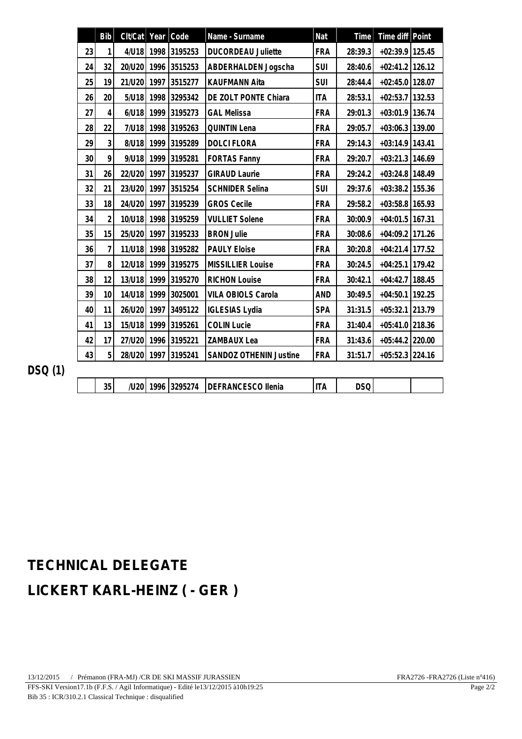| | Bib | Clt/Cat | Year | Code | Name - Surname | Nat | Time | Time diff | Point |
|---|---|---|---|---|---|---|---|---|---|
| 23 | 1 | 4/U18 | 1998 | 3195253 | DUCORDEAU Juliette | FRA | 28:39.3 | +02:39.9 | 125.45 |
| 24 | 32 | 20/U20 | 1996 | 3515253 | ABDERHALDEN Jogscha | SUI | 28:40.6 | +02:41.2 | 126.12 |
| 25 | 19 | 21/U20 | 1997 | 3515277 | KAUFMANN Aita | SUI | 28:44.4 | +02:45.0 | 128.07 |
| 26 | 20 | 5/U18 | 1998 | 3295342 | DE ZOLT PONTE Chiara | ITA | 28:53.1 | +02:53.7 | 132.53 |
| 27 | 4 | 6/U18 | 1999 | 3195273 | GAL Melissa | FRA | 29:01.3 | +03:01.9 | 136.74 |
| 28 | 22 | 7/U18 | 1998 | 3195263 | QUINTIN Lena | FRA | 29:05.7 | +03:06.3 | 139.00 |
| 29 | 3 | 8/U18 | 1999 | 3195289 | DOLCI FLORA | FRA | 29:14.3 | +03:14.9 | 143.41 |
| 30 | 9 | 9/U18 | 1999 | 3195281 | FORTAS Fanny | FRA | 29:20.7 | +03:21.3 | 146.69 |
| 31 | 26 | 22/U20 | 1997 | 3195237 | GIRAUD Laurie | FRA | 29:24.2 | +03:24.8 | 148.49 |
| 32 | 21 | 23/U20 | 1997 | 3515254 | SCHNIDER Selina | SUI | 29:37.6 | +03:38.2 | 155.36 |
| 33 | 18 | 24/U20 | 1997 | 3195239 | GROS Cecile | FRA | 29:58.2 | +03:58.8 | 165.93 |
| 34 | 2 | 10/U18 | 1998 | 3195259 | VULLIET Solene | FRA | 30:00.9 | +04:01.5 | 167.31 |
| 35 | 15 | 25/U20 | 1997 | 3195233 | BRON Julie | FRA | 30:08.6 | +04:09.2 | 171.26 |
| 36 | 7 | 11/U18 | 1998 | 3195282 | PAULY Eloise | FRA | 30:20.8 | +04:21.4 | 177.52 |
| 37 | 8 | 12/U18 | 1999 | 3195275 | MISSILLIER Louise | FRA | 30:24.5 | +04:25.1 | 179.42 |
| 38 | 12 | 13/U18 | 1999 | 3195270 | RICHON Louise | FRA | 30:42.1 | +04:42.7 | 188.45 |
| 39 | 10 | 14/U18 | 1999 | 3025001 | VILA OBIOLS Carola | AND | 30:49.5 | +04:50.1 | 192.25 |
| 40 | 11 | 26/U20 | 1997 | 3495122 | IGLESIAS Lydia | SPA | 31:31.5 | +05:32.1 | 213.79 |
| 41 | 13 | 15/U18 | 1999 | 3195261 | COLIN Lucie | FRA | 31:40.4 | +05:41.0 | 218.36 |
| 42 | 17 | 27/U20 | 1996 | 3195221 | ZAMBAUX Lea | FRA | 31:43.6 | +05:44.2 | 220.00 |
| 43 | 5 | 28/U20 | 1997 | 3195241 | SANDOZ OTHENIN Justine | FRA | 31:51.7 | +05:52.3 | 224.16 |

**DSQ (1)**

| | | | | | | | | | |
|---|---|---|---|---|---|---|---|---|---|
| | 35 | /U20 | 1996 | 3295274 | DEFRANCESCO Ilenia | ITA | DSQ | | |

## TECHNICAL DELEGATE

## LICKERT KARL-HEINZ ( - GER )

13/12/2015 / Prémanon (FRA-MJ) /CR DE SKI MASSIF JURASSIEN FRA2726 -FRA2726 (Liste n°416)

FFS-SKI Version17.1b (F.F.S. / Agil Informatique) - Edité le13/12/2015 à10h19:25

Bib 35 : ICR/310.2.1 Classical Technique : disqualified